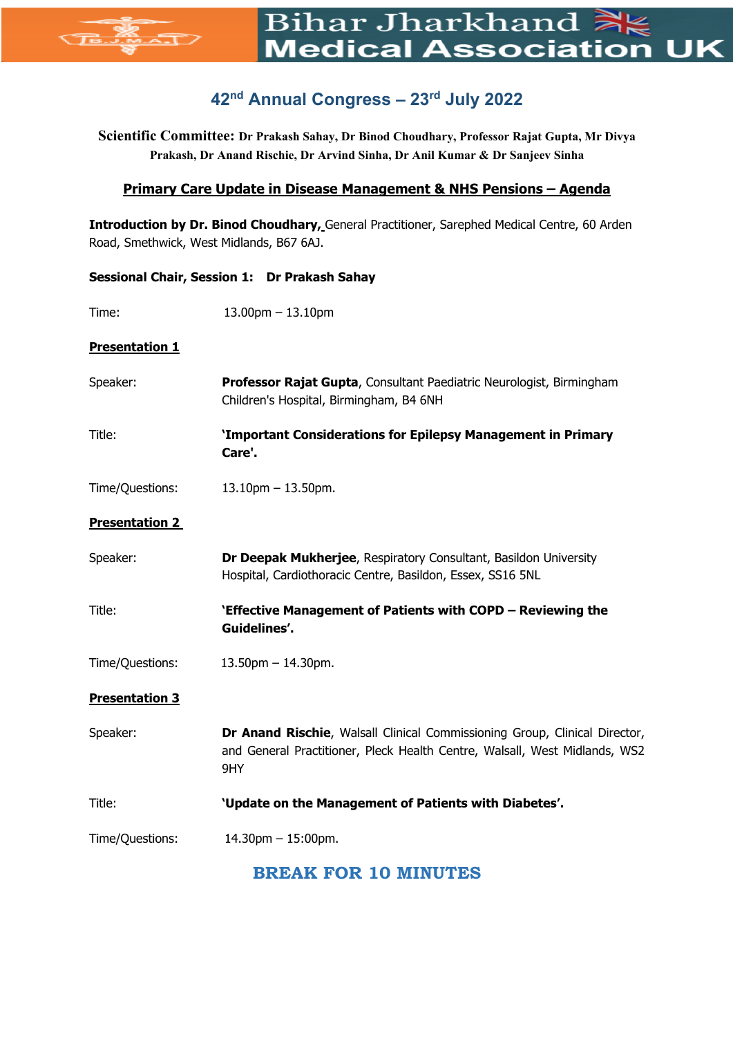# Bihar Jharkhand Medical Association UK

## 42nd Annual Congress – 23rd July 2022

**Scientific Committee: Dr Prakash Sahay, Dr Binod Choudhary, Professor Rajat Gupta, Mr Divya Prakash, Dr Anand Rischie, Dr Arvind Sinha, Dr Anil Kumar & Dr Sanjeev Sinha**

### Primary Care Update in Disease Management & NHS Pensions – Agenda

**Introduction by Dr. Binod Choudhary,** General Practitioner, Sarephed Medical Centre, 60 Arden Road, Smethwick, West Midlands, B67 6AJ.

**Sessional Chair, Session 1: Dr Prakash Sahay**

Time: 13.00pm – 13.10pm

**Presentation 1**

Speaker: **Professor Rajat Gupta**, Consultant Paediatric Neurologist, Birmingham Children's Hospital, Birmingham, B4 6NH

Title: **'Important Considerations for Epilepsy Management in Primary Care'.**

Time/Questions: 13.10pm – 13.50pm.

**Presentation 2**

Speaker: **Dr Deepak Mukherjee**, Respiratory Consultant, Basildon University Hospital, Cardiothoracic Centre, Basildon, Essex, SS16 5NL

Title: **'Effective Management of Patients with COPD – Reviewing the Guidelines'.**

Time/Questions: 13.50pm – 14.30pm.

**Presentation 3**

Speaker: **Dr Anand Rischie**, Walsall Clinical Commissioning Group, Clinical Director, and General Practitioner, Pleck Health Centre, Walsall, West Midlands, WS2 9HY

Title: **'Update on the Management of Patients with Diabetes'.**

Time/Questions: 14.30pm – 15:00pm.

**BREAK FOR 10 MINUTES**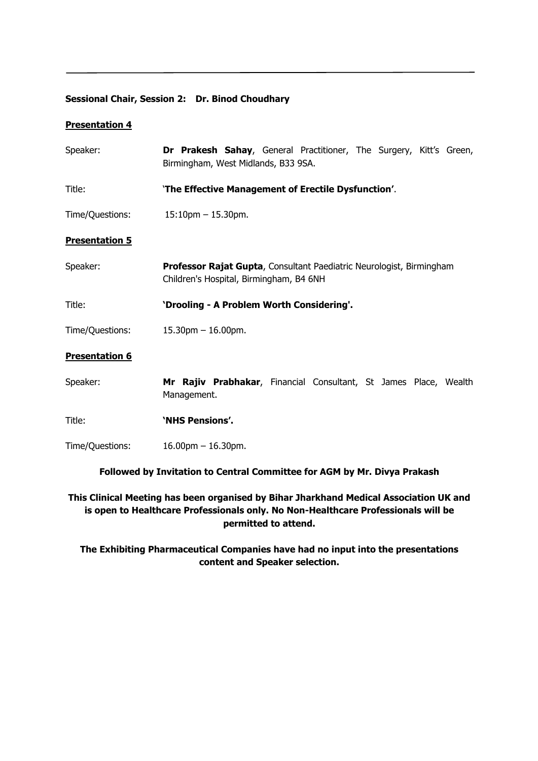**Sessional Chair, Session 2: Dr. Binod Choudhary**

**Presentation 4**

Speaker: **Dr Prakesh Sahay**, General Practitioner, The Surgery, Kitt's Green, Birmingham, West Midlands, B33 9SA.

Title: '**The Effective Management of Erectile Dysfunction'**.

Time/Questions: 15:10pm – 15.30pm.

**Presentation 5**

Speaker: **Professor Rajat Gupta**, Consultant Paediatric Neurologist, Birmingham Children's Hospital, Birmingham, B4 6NH

Title: **'Drooling - A Problem Worth Considering'.**

Time/Questions: 15.30pm – 16.00pm.

**Presentation 6**

Speaker: **Mr Rajiv Prabhakar**, Financial Consultant, St James Place, Wealth Management.

Title: **'NHS Pensions'.**

Time/Questions: 16.00pm – 16.30pm.

**Followed by Invitation to Central Committee for AGM by Mr. Divya Prakash**

**This Clinical Meeting has been organised by Bihar Jharkhand Medical Association UK and is open to Healthcare Professionals only. No Non-Healthcare Professionals will be permitted to attend.**

**The Exhibiting Pharmaceutical Companies have had no input into the presentations content and Speaker selection.**